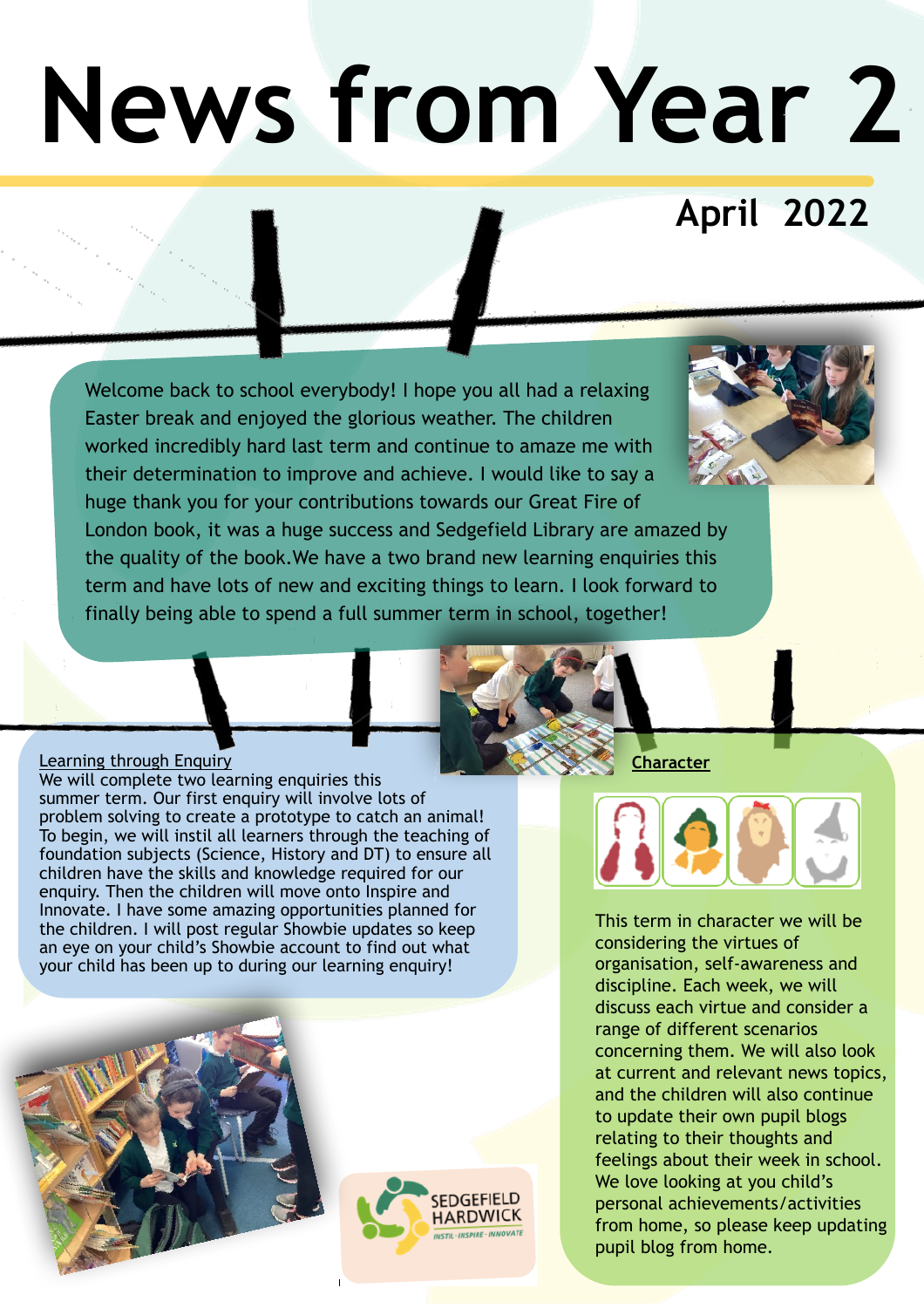# News from Year 2

## April 2022

Welcome back to school everybody! I hope you all had a relaxing Easter break and enjoyed the glorious weather. The children worked incredibly hard last term and continue to amaze me with their determination to improve and achieve. I would like to say a huge thank you for your contributions towards our Great Fire of London book, it was a huge success and Sedgefield Library are amazed by the quality of the book.We have a two brand new learning enquiries this term and have lots of new and exciting things to learn. I look forward to finally being able to spend a full summer term in school, together!

### Learning through Enquiry

We will complete two learning enquiries this summer term. Our first enquiry will involve lots of problem solving to create a prototype to catch an animal! To begin, we will instil all learners through the teaching of foundation subjects (Science, History and DT) to ensure all children have the skills and knowledge required for our enquiry. Then the children will move onto Inspire and Innovate. I have some amazing opportunities planned for the children. I will post regular Showbie updates so keep an eye on your child's Showbie account to find out what your child has been up to during our learning enquiry!

### Character

This term in character we will be considering the virtues of organisation, self-awareness and discipline. Each week, we will discuss each virtue and consider a range of different scenarios concerning them. We will also look at current and relevant news topics, and the children will also continue to update their own pupil blogs relating to their thoughts and feelings about their week in school. We love looking at you child's personal achievements/activities from home, so please keep updating pupil blog from home.

SEDGEFIELD HARDWICK
INSTIL · INSPIRE · INNOVATE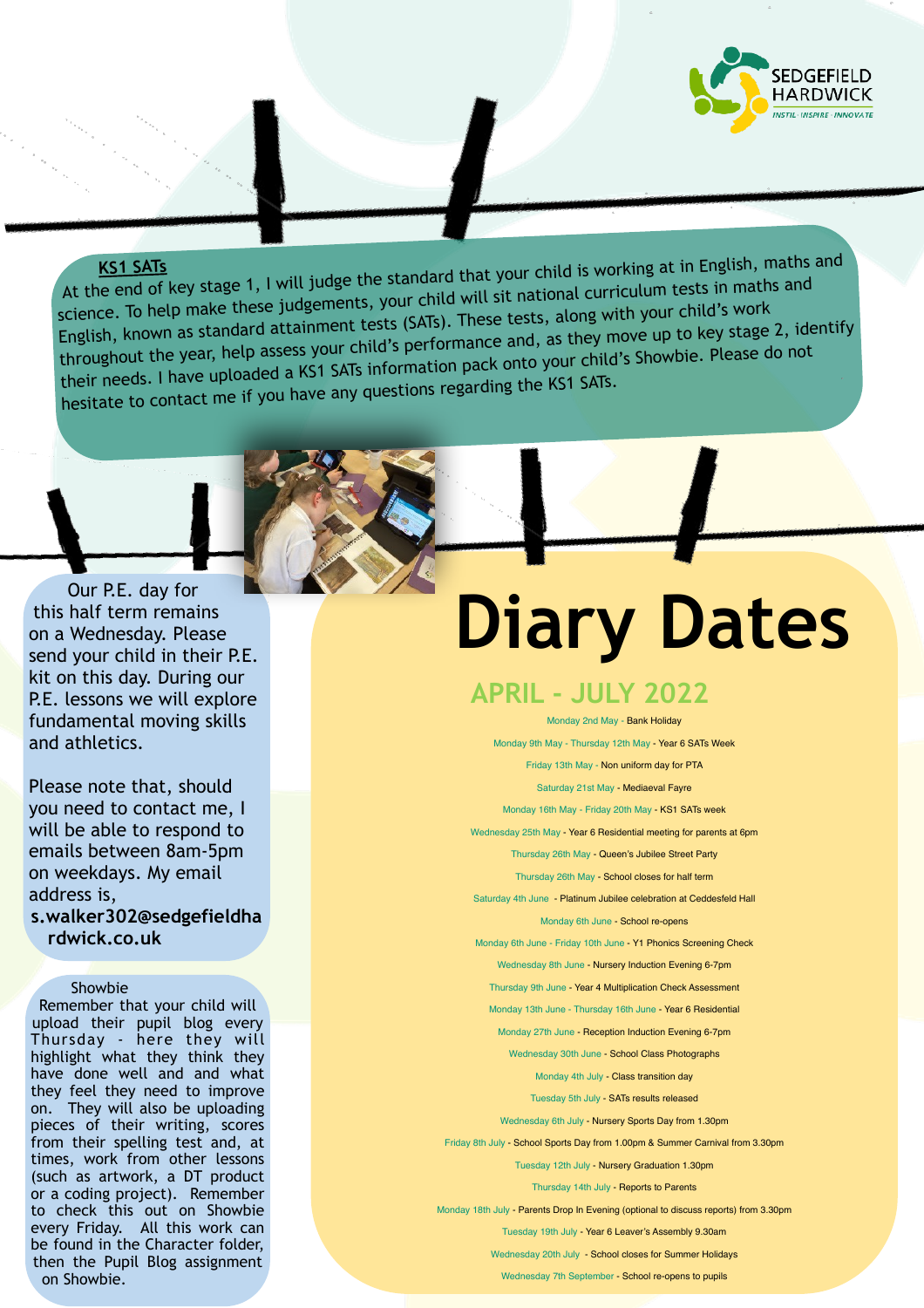SEDGEFIELD HARDWICK
INSTIL · INSPIRE · INNOVATE

**KS1 SATs**

At the end of key stage 1, I will judge the standard that your child is working at in English, maths and science. To help make these judgements, your child will sit national curriculum tests in maths and English, known as standard attainment tests (SATs). These tests, along with your child's work throughout the year, help assess your child's performance and, as they move up to key stage 2, identify their needs. I have uploaded a KS1 SATs information pack onto your child's Showbie. Please do not hesitate to contact me if you have any questions regarding the KS1 SATs.

Our P.E. day for this half term remains on a Wednesday. Please send your child in their P.E. kit on this day. During our P.E. lessons we will explore fundamental moving skills and athletics.

Please note that, should you need to contact me, I will be able to respond to emails between 8am-5pm on weekdays. My email address is, **s.walker302@sedgefieldhardwick.co.uk**

Showbie

Remember that your child will upload their pupil blog every Thursday - here they will highlight what they think they have done well and and what they feel they need to improve on. They will also be uploading pieces of their writing, scores from their spelling test and, at times, work from other lessons (such as artwork, a DT product or a coding project). Remember to check this out on Showbie every Friday. All this work can be found in the Character folder, then the Pupil Blog assignment on Showbie.

# Diary Dates

## APRIL - JULY 2022

Monday 2nd May - Bank Holiday

Monday 9th May - Thursday 12th May - Year 6 SATs Week

Friday 13th May - Non uniform day for PTA

Saturday 21st May - Mediaeval Fayre

Monday 16th May - Friday 20th May - KS1 SATs week

Wednesday 25th May - Year 6 Residential meeting for parents at 6pm

Thursday 26th May - Queen's Jubilee Street Party

Thursday 26th May - School closes for half term

Saturday 4th June - Platinum Jubilee celebration at Ceddesfeld Hall

Monday 6th June - School re-opens

Monday 6th June - Friday 10th June - Y1 Phonics Screening Check

Wednesday 8th June - Nursery Induction Evening 6-7pm

Thursday 9th June - Year 4 Multiplication Check Assessment

Monday 13th June - Thursday 16th June - Year 6 Residential

Monday 27th June - Reception Induction Evening 6-7pm

Wednesday 30th June - School Class Photographs

Monday 4th July - Class transition day

Tuesday 5th July - SATs results released

Wednesday 6th July - Nursery Sports Day from 1.30pm

Friday 8th July - School Sports Day from 1.00pm & Summer Carnival from 3.30pm

Tuesday 12th July - Nursery Graduation 1.30pm

Thursday 14th July - Reports to Parents

Monday 18th July - Parents Drop In Evening (optional to discuss reports) from 3.30pm

Tuesday 19th July - Year 6 Leaver's Assembly 9.30am

Wednesday 20th July - School closes for Summer Holidays

Wednesday 7th September - School re-opens to pupils